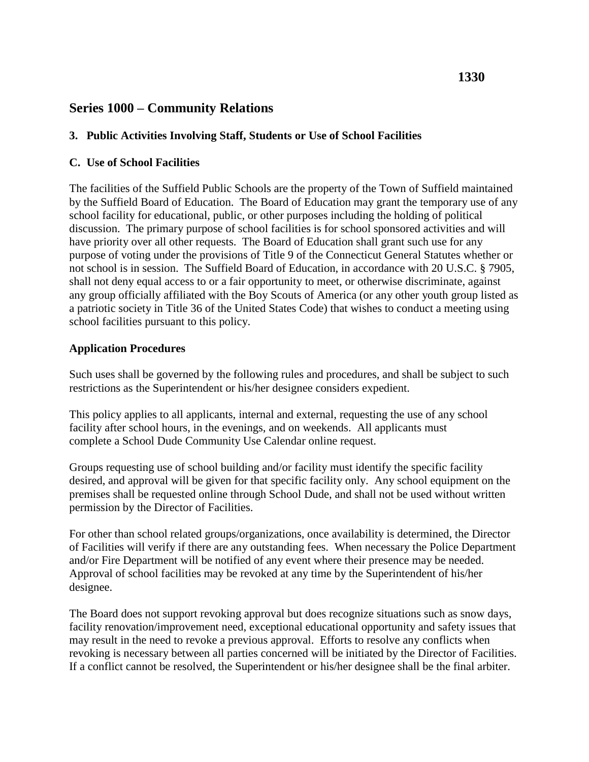**1330**

## Series 1000 – Community Relations

### 3. Public Activities Involving Staff, Students or Use of School Facilities

### C. Use of School Facilities

The facilities of the Suffield Public Schools are the property of the Town of Suffield maintained by the Suffield Board of Education. The Board of Education may grant the temporary use of any school facility for educational, public, or other purposes including the holding of political discussion. The primary purpose of school facilities is for school sponsored activities and will have priority over all other requests. The Board of Education shall grant such use for any purpose of voting under the provisions of Title 9 of the Connecticut General Statutes whether or not school is in session. The Suffield Board of Education, in accordance with 20 U.S.C. § 7905, shall not deny equal access to or a fair opportunity to meet, or otherwise discriminate, against any group officially affiliated with the Boy Scouts of America (or any other youth group listed as a patriotic society in Title 36 of the United States Code) that wishes to conduct a meeting using school facilities pursuant to this policy.

### Application Procedures

Such uses shall be governed by the following rules and procedures, and shall be subject to such restrictions as the Superintendent or his/her designee considers expedient.

This policy applies to all applicants, internal and external, requesting the use of any school facility after school hours, in the evenings, and on weekends. All applicants must complete a School Dude Community Use Calendar online request.

Groups requesting use of school building and/or facility must identify the specific facility desired, and approval will be given for that specific facility only. Any school equipment on the premises shall be requested online through School Dude, and shall not be used without written permission by the Director of Facilities.

For other than school related groups/organizations, once availability is determined, the Director of Facilities will verify if there are any outstanding fees. When necessary the Police Department and/or Fire Department will be notified of any event where their presence may be needed. Approval of school facilities may be revoked at any time by the Superintendent of his/her designee.

The Board does not support revoking approval but does recognize situations such as snow days, facility renovation/improvement need, exceptional educational opportunity and safety issues that may result in the need to revoke a previous approval. Efforts to resolve any conflicts when revoking is necessary between all parties concerned will be initiated by the Director of Facilities. If a conflict cannot be resolved, the Superintendent or his/her designee shall be the final arbiter.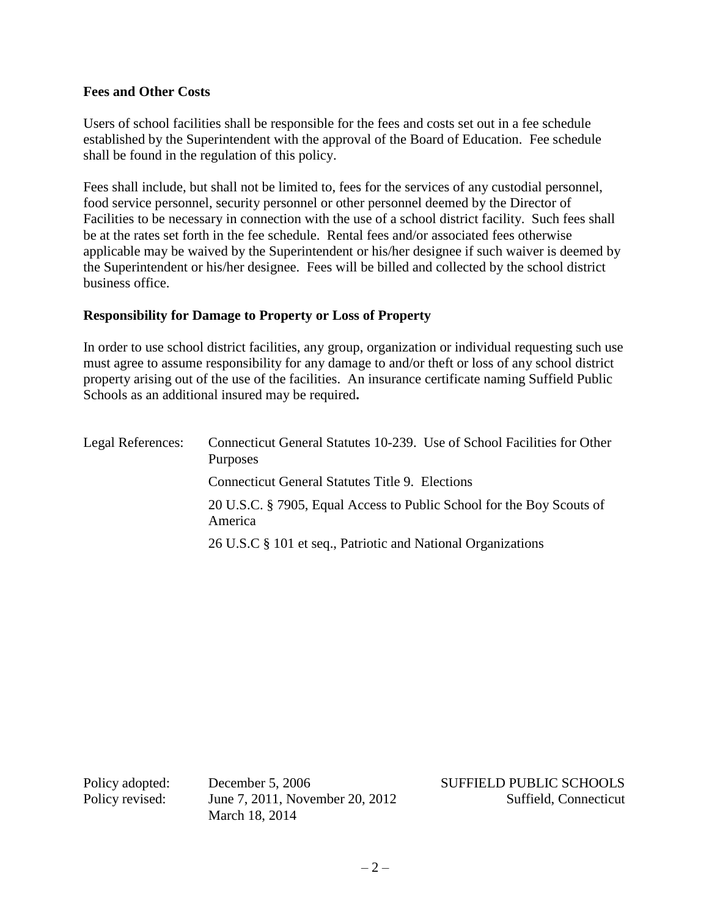**Fees and Other Costs**

Users of school facilities shall be responsible for the fees and costs set out in a fee schedule established by the Superintendent with the approval of the Board of Education. Fee schedule shall be found in the regulation of this policy.

Fees shall include, but shall not be limited to, fees for the services of any custodial personnel, food service personnel, security personnel or other personnel deemed by the Director of Facilities to be necessary in connection with the use of a school district facility. Such fees shall be at the rates set forth in the fee schedule. Rental fees and/or associated fees otherwise applicable may be waived by the Superintendent or his/her designee if such waiver is deemed by the Superintendent or his/her designee. Fees will be billed and collected by the school district business office.

**Responsibility for Damage to Property or Loss of Property**

In order to use school district facilities, any group, organization or individual requesting such use must agree to assume responsibility for any damage to and/or theft or loss of any school district property arising out of the use of the facilities. An insurance certificate naming Suffield Public Schools as an additional insured may be required**.**

Legal References: Connecticut General Statutes 10-239. Use of School Facilities for Other Purposes

Connecticut General Statutes Title 9. Elections

20 U.S.C. § 7905, Equal Access to Public School for the Boy Scouts of America

26 U.S.C § 101 et seq., Patriotic and National Organizations

Policy adopted: December 5, 2006
Policy revised: June 7, 2011, November 20, 2012
March 18, 2014

SUFFIELD PUBLIC SCHOOLS
Suffield, Connecticut